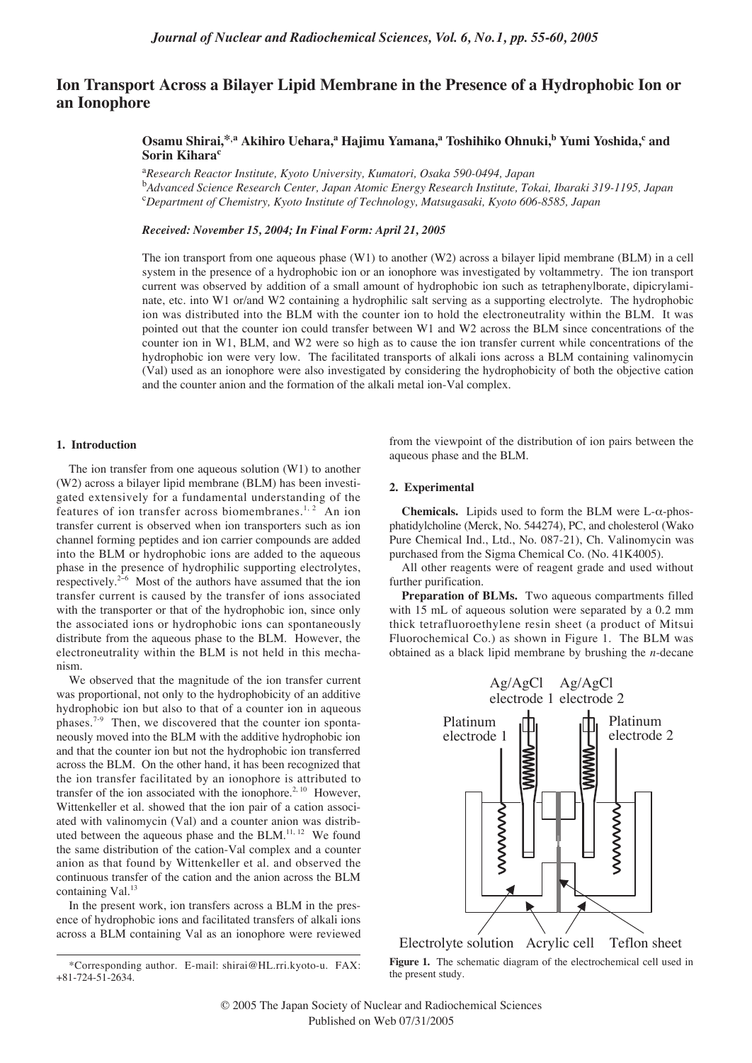# Ion Transport Across a Bilayer Lipid Membrane in the Presence of a Hydrophobic Ion or an Ionophore

**Osamu Shirai,[*,a] Akihiro Uehara,[a] Hajimu Yamana,[a] Toshihiko Ohnuki,[b] Yumi Yoshida,[c] and Sorin Kihara[c]**

[a] *Research Reactor Institute, Kyoto University, Kumatori, Osaka 590-0494, Japan*
[b] *Advanced Science Research Center, Japan Atomic Energy Research Institute, Tokai, Ibaraki 319-1195, Japan*
[c] *Department of Chemistry, Kyoto Institute of Technology, Matsugasaki, Kyoto 606-8585, Japan*

***Received: November 15, 2004; In Final Form: April 21, 2005***

The ion transport from one aqueous phase (W1) to another (W2) across a bilayer lipid membrane (BLM) in a cell system in the presence of a hydrophobic ion or an ionophore was investigated by voltammetry. The ion transport current was observed by addition of a small amount of hydrophobic ion such as tetraphenylborate, dipicrylaminate, etc. into W1 or/and W2 containing a hydrophilic salt serving as a supporting electrolyte. The hydrophobic ion was distributed into the BLM with the counter ion to hold the electroneutrality within the BLM. It was pointed out that the counter ion could transfer between W1 and W2 across the BLM since concentrations of the counter ion in W1, BLM, and W2 were so high as to cause the ion transfer current while concentrations of the hydrophobic ion were very low. The facilitated transports of alkali ions across a BLM containing valinomycin (Val) used as an ionophore were also investigated by considering the hydrophobicity of both the objective cation and the counter anion and the formation of the alkali metal ion-Val complex.

## 1. Introduction

The ion transfer from one aqueous solution (W1) to another (W2) across a bilayer lipid membrane (BLM) has been investigated extensively for a fundamental understanding of the features of ion transfer across biomembranes.[1, 2] An ion transfer current is observed when ion transporters such as ion channel forming peptides and ion carrier compounds are added into the BLM or hydrophobic ions are added to the aqueous phase in the presence of hydrophilic supporting electrolytes, respectively.[2–6] Most of the authors have assumed that the ion transfer current is caused by the transfer of ions associated with the transporter or that of the hydrophobic ion, since only the associated ions or hydrophobic ions can spontaneously distribute from the aqueous phase to the BLM. However, the electroneutrality within the BLM is not held in this mechanism.

We observed that the magnitude of the ion transfer current was proportional, not only to the hydrophobicity of an additive hydrophobic ion but also to that of a counter ion in aqueous phases.[7-9] Then, we discovered that the counter ion spontaneously moved into the BLM with the additive hydrophobic ion and that the counter ion but not the hydrophobic ion transferred across the BLM. On the other hand, it has been recognized that the ion transfer facilitated by an ionophore is attributed to transfer of the ion associated with the ionophore.[2, 10] However, Wittenkeller et al. showed that the ion pair of a cation associated with valinomycin (Val) and a counter anion was distributed between the aqueous phase and the BLM.[11, 12] We found the same distribution of the cation-Val complex and a counter anion as that found by Wittenkeller et al. and observed the continuous transfer of the cation and the anion across the BLM containing Val.[13]

In the present work, ion transfers across a BLM in the presence of hydrophobic ions and facilitated transfers of alkali ions across a BLM containing Val as an ionophore were reviewed from the viewpoint of the distribution of ion pairs between the aqueous phase and the BLM.

## 2. Experimental

**Chemicals.** Lipids used to form the BLM were L-α-phosphatidylcholine (Merck, No. 544274), PC, and cholesterol (Wako Pure Chemical Ind., Ltd., No. 087-21), Ch. Valinomycin was purchased from the Sigma Chemical Co. (No. 41K4005).

All other reagents were of reagent grade and used without further purification.

**Preparation of BLMs.** Two aqueous compartments filled with 15 mL of aqueous solution were separated by a 0.2 mm thick tetrafluoroethylene resin sheet (a product of Mitsui Fluorochemical Co.) as shown in Figure 1. The BLM was obtained as a black lipid membrane by brushing the *n*-decane

**Figure 1.** The schematic diagram of the electrochemical cell used in the present study.

*Corresponding author. E-mail: shirai@HL.rri.kyoto-u. FAX: +81-724-51-2634.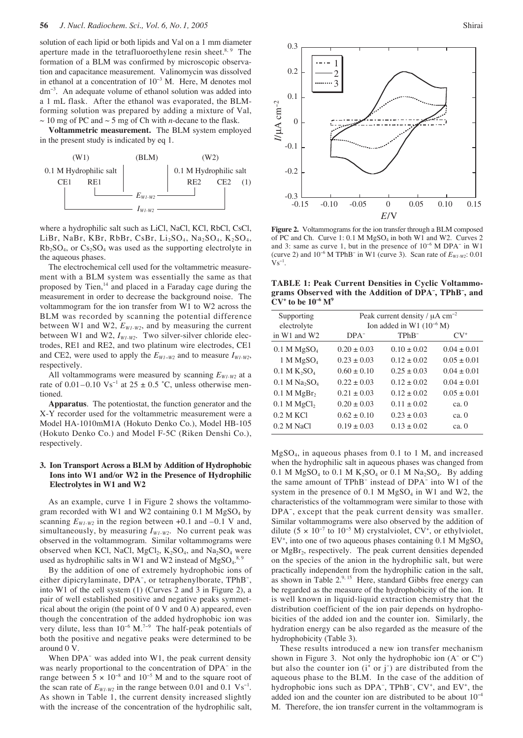solution of each lipid or both lipids and Val on a 1 mm diameter aperture made in the tetrafluoroethylene resin sheet.[8, 9] The formation of a BLM was confirmed by microscopic observation and capacitance measurement. Valinomycin was dissolved in ethanol at a concentration of $10^{-3}$ M. Here, M denotes mol $dm^{-3}$. An adequate volume of ethanol solution was added into a 1 mL flask. After the ethanol was evaporated, the BLM-forming solution was prepared by adding a mixture of Val, ~ 10 mg of PC and ~ 5 mg of Ch with *n*-decane to the flask.

**Voltammetric measurement.** The BLM system employed in the present study is indicated by eq 1.

```
     (W1)               (BLM)              (W2)
0.1 M Hydrophilic salt  |    |  0.1 M Hydrophilic salt
  CE1      RE1          |    |        RE2       CE2     (1)
            |_________ E_W1-W2 ________|
  |_____________________ I_W1-W2 _______________|
```

where a hydrophilic salt such as LiCl, NaCl, KCl, RbCl, CsCl, LiBr, NaBr, KBr, RbBr, CsBr, $Li_2SO_4$, $Na_2SO_4$, $K_2SO_4$, $Rb_2SO_4$, or $Cs_2SO_4$ was used as the supporting electrolyte in the aqueous phases.

The electrochemical cell used for the voltammetric measurement with a BLM system was essentially the same as that proposed by Tien,[14] and placed in a Faraday cage during the measurement in order to decrease the background noise. The voltammogram for the ion transfer from W1 to W2 across the BLM was recorded by scanning the potential difference between W1 and W2, $E_{W1\text{-}W2}$, and by measuring the current between W1 and W2, $I_{W1\text{-}W2}$. Two silver-silver chloride electrodes, RE1 and RE2, and two platinum wire electrodes, CE1 and CE2, were used to apply the $E_{W1\text{-}W2}$ and to measure $I_{W1\text{-}W2}$, respectively.

All voltammograms were measured by scanning $E_{W1\text{-}W2}$ at a rate of 0.01–0.10 $Vs^{-1}$ at 25 ± 0.5 °C, unless otherwise mentioned.

**Apparatus**. The potentiostat, the function generator and the X-Y recorder used for the voltammetric measurement were a Model HA-1010mM1A (Hokuto Denko Co.), Model HB-105 (Hokuto Denko Co.) and Model F-5C (Riken Denshi Co.), respectively.

## 3. Ion Transport Across a BLM by Addition of Hydrophobic Ions into W1 and/or W2 in the Presence of Hydrophilic Electrolytes in W1 and W2

As an example, curve 1 in Figure 2 shows the voltammogram recorded with W1 and W2 containing 0.1 M $MgSO_4$ by scanning $E_{W1\text{-}W2}$ in the region between +0.1 and –0.1 V and, simultaneously, by measuring $I_{W1\text{-}W2}$. No current peak was observed in the voltammogram. Similar voltammograms were observed when KCl, NaCl, $MgCl_2$, $K_2SO_4$, and $Na_2SO_4$ were used as hydrophilic salts in W1 and W2 instead of $MgSO_4$.[8, 9]

By the addition of one of extremely hydrophobic ions of either dipicrylaminate, $DPA^-$, or tetraphenylborate, $TPhB^-$, into W1 of the cell system (1) (Curves 2 and 3 in Figure 2), a pair of well established positive and negative peaks symmetrical about the origin (the point of 0 V and 0 A) appeared, even though the concentration of the added hydrophobic ion was very dilute, less than $10^{-6}$ M.[7–9] The half-peak potentials of both the positive and negative peaks were determined to be around 0 V.

When $DPA^-$ was added into W1, the peak current density was nearly proportional to the concentration of $DPA^-$ in the range between $5 \times 10^{-8}$ and $10^{-5}$ M and to the square root of the scan rate of $E_{W1\text{-}W2}$ in the range between 0.01 and 0.1 $Vs^{-1}$. As shown in Table 1, the current density increased slightly with the increase of the concentration of the hydrophilic salt, $MgSO_4$, in aqueous phases from 0.1 to 1 M, and increased when the hydrophilic salt in aqueous phases was changed from 0.1 M $MgSO_4$ to 0.1 M $K_2SO_4$ or 0.1 M $Na_2SO_4$. By adding the same amount of $TPhB^-$ instead of $DPA^-$ into W1 of the system in the presence of 0.1 M $MgSO_4$ in W1 and W2, the characteristics of the voltammogram were similar to those with $DPA^-$, except that the peak current density was smaller. Similar voltammograms were also observed by the addition of dilute ($5 \times 10^{-7}$ to $10^{-5}$ M) crystalviolet, $CV^+$, or ethylviolet, $EV^+$, into one of two aqueous phases containing 0.1 M $MgSO_4$ or $MgBr_2$, respectively. The peak current densities depended on the species of the anion in the hydrophilic salt, but were practically independent from the hydrophilic cation in the salt, as shown in Table 2.[9, 15] Here, standard Gibbs free energy can be regarded as the measure of the hydrophobicity of the ion. It is well known in liquid-liquid extraction chemistry that the distribution coefficient of the ion pair depends on hydrophobicities of the added ion and the counter ion. Similarly, the hydration energy can be also regarded as the measure of the hydrophobicity (Table 3).

These results introduced a new ion transfer mechanism shown in Figure 3. Not only the hydrophobic ion ($A^-$ or $C^+$) but also the counter ion ($i^+$ or $j^-$) are distributed from the aqueous phase to the BLM. In the case of the addition of hydrophobic ions such as $DPA^-$, $TPhB^-$, $CV^+$, and $EV^+$, the added ion and the counter ion are distributed to be about $10^{-4}$ M. Therefore, the ion transfer current in the voltammogram is

**Figure 2.** Voltammograms for the ion transfer through a BLM composed of PC and Ch. Curve 1: 0.1 M $MgSO_4$ in both W1 and W2. Curves 2 and 3: same as curve 1, but in the presence of $10^{-6}$ M $DPA^-$ in W1 (curve 2) and $10^{-6}$ M $TPhB^-$ in W1 (curve 3). Scan rate of $E_{W1\text{-}W2}$: 0.01 $Vs^{-1}$.

**TABLE 1: Peak Current Densities in Cyclic Voltammograms Observed with the Addition of $DPA^-$, $TPhB^-$, and $CV^+$ to be $10^{-6}$ M**[9]

| Supporting electrolyte in W1 and W2 | Peak current density / $\mu A\ cm^{-2}$ Ion added in W1 ($10^{-6}$ M) | | |
|---|---|---|---|
| | $DPA^-$ | $TPhB^-$ | $CV^+$ |
| 0.1 M $MgSO_4$ | 0.20 ± 0.03 | 0.10 ± 0.02 | 0.04 ± 0.01 |
| 1 M $MgSO_4$ | 0.23 ± 0.03 | 0.12 ± 0.02 | 0.05 ± 0.01 |
| 0.1 M $K_2SO_4$ | 0.60 ± 0.10 | 0.25 ± 0.03 | 0.04 ± 0.01 |
| 0.1 M $Na_2SO_4$ | 0.22 ± 0.03 | 0.12 ± 0.02 | 0.04 ± 0.01 |
| 0.1 M $MgBr_2$ | 0.21 ± 0.03 | 0.12 ± 0.02 | 0.05 ± 0.01 |
| 0.1 M $MgCl_2$ | 0.20 ± 0.03 | 0.11 ± 0.02 | ca. 0 |
| 0.2 M KCl | 0.62 ± 0.10 | 0.23 ± 0.03 | ca. 0 |
| 0.2 M NaCl | 0.19 ± 0.03 | 0.13 ± 0.02 | ca. 0 |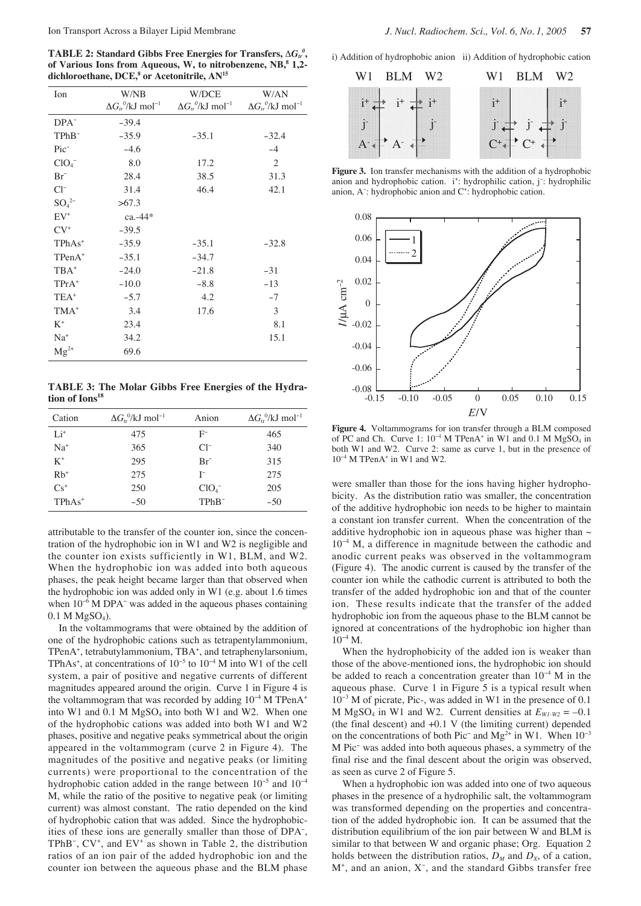**TABLE 2: Standard Gibbs Free Energies for Transfers, $\Delta G_{tr}^{0}$, of Various Ions from Aqueous, W, to nitrobenzene, NB,[8] 1,2-dichloroethane, DCE,[8] or Acetonitrile, AN[15]**

| Ion | W/NB $\Delta G_{tr}^{0}$/kJ mol$^{-1}$ | W/DCE $\Delta G_{tr}^{0}$/kJ mol$^{-1}$ | W/AN $\Delta G_{tr}^{0}$/kJ mol$^{-1}$ |
|---|---|---|---|
| $DPA^-$ | −39.4 | | |
| $TPhB^-$ | −35.9 | −35.1 | −32.4 |
| $Pic^-$ | −4.6 | | −4 |
| $ClO_4^-$ | 8.0 | 17.2 | 2 |
| $Br^-$ | 28.4 | 38.5 | 31.3 |
| $Cl^-$ | 31.4 | 46.4 | 42.1 |
| $SO_4^{2-}$ | >67.3 | | |
| $EV^+$ | ca.-44* | | |
| $CV^+$ | −39.5 | | |
| $TPhAs^+$ | −35.9 | −35.1 | −32.8 |
| $TPenA^+$ | −35.1 | −34.7 | |
| $TBA^+$ | −24.0 | −21.8 | −31 |
| $TPrA^+$ | −10.0 | −8.8 | −13 |
| $TEA^+$ | −5.7 | 4.2 | −7 |
| $TMA^+$ | 3.4 | 17.6 | 3 |
| $K^+$ | 23.4 | | 8.1 |
| $Na^+$ | 34.2 | | 15.1 |
| $Mg^{2+}$ | 69.6 | | |

**TABLE 3: The Molar Gibbs Free Energies of the Hydration of Ions[18]**

| Cation | $\Delta G_{tr}^{0}$/kJ mol$^{-1}$ | Anion | $\Delta G_{tr}^{0}$/kJ mol$^{-1}$ |
|---|---|---|---|
| $Li^+$ | 475 | $F^-$ | 465 |
| $Na^+$ | 365 | $Cl^-$ | 340 |
| $K^+$ | 295 | $Br^-$ | 315 |
| $Rb^+$ | 275 | $I^-$ | 275 |
| $Cs^+$ | 250 | $ClO_4^-$ | 205 |
| $TPhAs^+$ | −50 | $TPhB^-$ | −50 |

attributable to the transfer of the counter ion, since the concentration of the hydrophobic ion in W1 and W2 is negligible and the counter ion exists sufficiently in W1, BLM, and W2. When the hydrophobic ion was added into both aqueous phases, the peak height became larger than that observed when the hydrophobic ion was added only in W1 (e.g. about 1.6 times when $10^{-6}$ M $DPA^-$ was added in the aqueous phases containing 0.1 M $MgSO_4$).

In the voltammograms that were obtained by the addition of one of the hydrophobic cations such as tetrapentylammonium, $TPenA^+$, tetrabutylammonium, $TBA^+$, and tetraphenylarsonium, $TPhAs^+$, at concentrations of $10^{-5}$ to $10^{-4}$ M into W1 of the cell system, a pair of positive and negative currents of different magnitudes appeared around the origin. Curve 1 in Figure 4 is the voltammogram that was recorded by adding $10^{-4}$ M $TPenA^+$ into W1 and 0.1 M $MgSO_4$ into both W1 and W2. When one of the hydrophobic cations was added into both W1 and W2 phases, positive and negative peaks symmetrical about the origin appeared in the voltammogram (curve 2 in Figure 4). The magnitudes of the positive and negative peaks (or limiting currents) were proportional to the concentration of the hydrophobic cation added in the range between $10^{-5}$ and $10^{-4}$ M, while the ratio of the positive to negative peak (or limiting current) was almost constant. The ratio depended on the kind of hydrophobic cation that was added. Since the hydrophobicities of these ions are generally smaller than those of $DPA^-$, $TPhB^-$, $CV^+$, and $EV^+$ as shown in Table 2, the distribution ratios of an ion pair of the added hydrophobic ion and the counter ion between the aqueous phase and the BLM phase were smaller than those for the ions having higher hydrophobicity. As the distribution ratio was smaller, the concentration of the additive hydrophobic ion needs to be higher to maintain a constant ion transfer current. When the concentration of the additive hydrophobic ion in aqueous phase was higher than ~ $10^{-4}$ M, a difference in magnitude between the cathodic and anodic current peaks was observed in the voltammogram (Figure 4). The anodic current is caused by the transfer of the counter ion while the cathodic current is attributed to both the transfer of the added hydrophobic ion and that of the counter ion. These results indicate that the transfer of the added hydrophobic ion from the aqueous phase to the BLM cannot be ignored at concentrations of the hydrophobic ion higher than $10^{-4}$ M.

i) Addition of hydrophobic anion ii) Addition of hydrophobic cation

**Figure 3.** Ion transfer mechanisms with the addition of a hydrophobic anion and hydrophobic cation. $i^+$: hydrophilic cation, $j^-$: hydrophilic anion, $A^-$: hydrophobic anion and $C^+$: hydrophobic cation.

**Figure 4.** Voltammograms for ion transfer through a BLM composed of PC and Ch. Curve 1: $10^{-4}$ M $TPenA^+$ in W1 and 0.1 M $MgSO_4$ in both W1 and W2. Curve 2: same as curve 1, but in the presence of $10^{-4}$ M $TPenA^+$ in W1 and W2.

When the hydrophobicity of the added ion is weaker than those of the above-mentioned ions, the hydrophobic ion should be added to reach a concentration greater than $10^{-4}$ M in the aqueous phase. Curve 1 in Figure 5 is a typical result when $10^{-3}$ M of picrate, Pic-, was added in W1 in the presence of 0.1 M $MgSO_4$ in W1 and W2. Current densities at $E_{W1\text{-}W2} = -0.1$ (the final descent) and +0.1 V (the limiting current) depended on the concentrations of both $Pic^-$ and $Mg^{2+}$ in W1. When $10^{-3}$ M $Pic^-$ was added into both aqueous phases, a symmetry of the final rise and the final descent about the origin was observed, as seen as curve 2 of Figure 5.

When a hydrophobic ion was added into one of two aqueous phases in the presence of a hydrophilic salt, the voltammogram was transformed depending on the properties and concentration of the added hydrophobic ion. It can be assumed that the distribution equilibrium of the ion pair between W and BLM is similar to that between W and organic phase; Org. Equation 2 holds between the distribution ratios, $D_M$ and $D_X$, of a cation, $M^+$, and an anion, $X^-$, and the standard Gibbs transfer free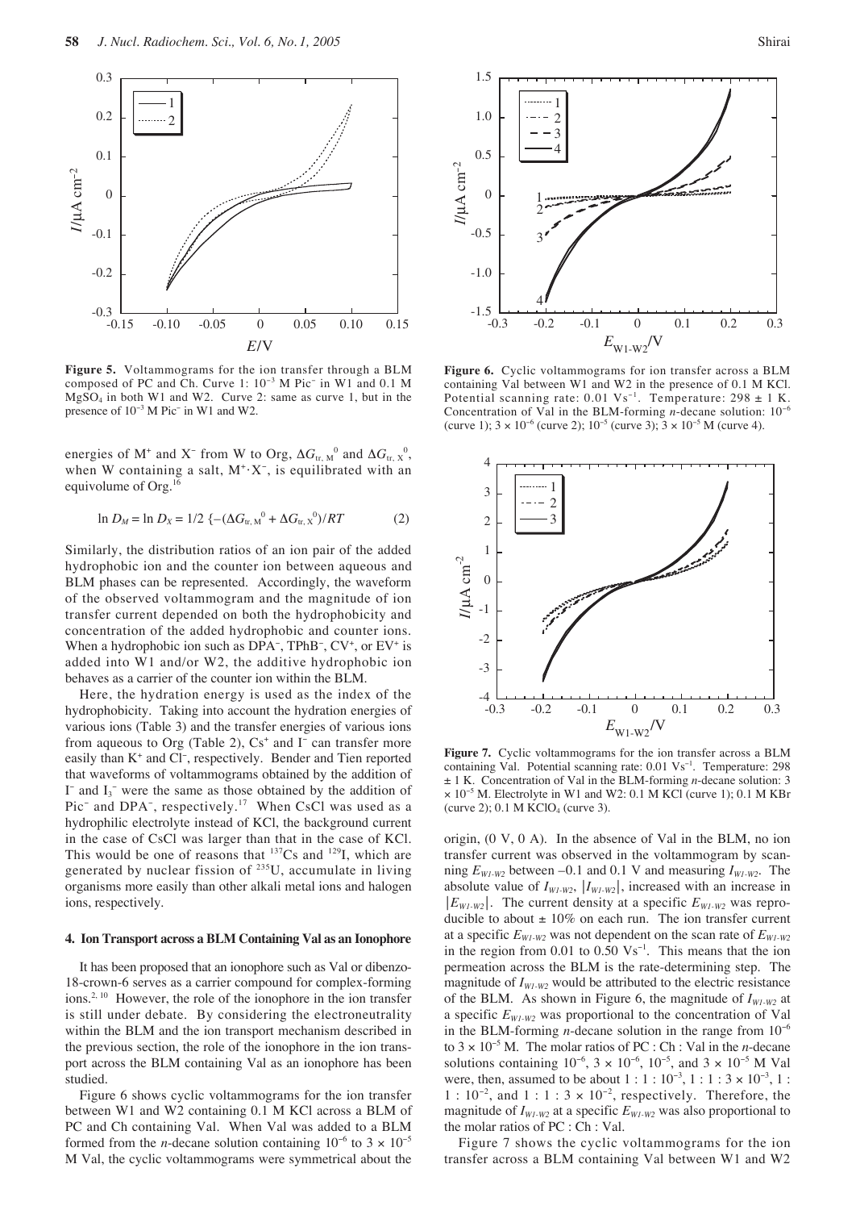**Figure 5.** Voltammograms for the ion transfer through a BLM composed of PC and Ch. Curve 1: $10^{-3}$ M $Pic^-$ in W1 and 0.1 M $MgSO_4$ in both W1 and W2. Curve 2: same as curve 1, but in the presence of $10^{-3}$ M $Pic^-$ in W1 and W2.

energies of $M^+$ and $X^-$ from W to Org, $\Delta G_{tr,M}^0$ and $\Delta G_{tr,X}^0$, when W containing a salt, $M^+ \cdot X^-$, is equilibrated with an equivolume of Org.[16]

$$\ln D_M = \ln D_X = 1/2 \{-(\Delta G_{tr,M}^0 + \Delta G_{tr,X}^0)/RT \qquad (2)$$

Similarly, the distribution ratios of an ion pair of the added hydrophobic ion and the counter ion between aqueous and BLM phases can be represented. Accordingly, the waveform of the observed voltammogram and the magnitude of ion transfer current depended on both the hydrophobicity and concentration of the added hydrophobic and counter ions. When a hydrophobic ion such as $DPA^-$, $TPhB^-$, $CV^+$, or $EV^+$ is added into W1 and/or W2, the additive hydrophobic ion behaves as a carrier of the counter ion within the BLM.

Here, the hydration energy is used as the index of the hydrophobicity. Taking into account the hydration energies of various ions (Table 3) and the transfer energies of various ions from aqueous to Org (Table 2), $Cs^+$ and $I^-$ can transfer more easily than $K^+$ and $Cl^-$, respectively. Bender and Tien reported that waveforms of voltammograms obtained by the addition of $I^-$ and $I_3^-$ were the same as those obtained by the addition of $Pic^-$ and $DPA^-$, respectively.[17] When CsCl was used as a hydrophilic electrolyte instead of KCl, the background current in the case of CsCl was larger than that in the case of KCl. This would be one of reasons that $^{137}Cs$ and $^{129}I$, which are generated by nuclear fission of $^{235}U$, accumulate in living organisms more easily than other alkali metal ions and halogen ions, respectively.

## 4. Ion Transport across a BLM Containing Val as an Ionophore

It has been proposed that an ionophore such as Val or dibenzo-18-crown-6 serves as a carrier compound for complex-forming ions.[2, 10] However, the role of the ionophore in the ion transfer is still under debate. By considering the electroneutrality within the BLM and the ion transport mechanism described in the previous section, the role of the ionophore in the ion transport across the BLM containing Val as an ionophore has been studied.

Figure 6 shows cyclic voltammograms for the ion transfer between W1 and W2 containing 0.1 M KCl across a BLM of PC and Ch containing Val. When Val was added to a BLM formed from the *n*-decane solution containing $10^{-6}$ to $3 \times 10^{-5}$ M Val, the cyclic voltammograms were symmetrical about the origin, (0 V, 0 A). In the absence of Val in the BLM, no ion transfer current was observed in the voltammogram by scanning $E_{W1\text{-}W2}$ between –0.1 and 0.1 V and measuring $I_{W1\text{-}W2}$. The absolute value of $I_{W1\text{-}W2}$, $|I_{W1\text{-}W2}|$, increased with an increase in $|E_{W1\text{-}W2}|$. The current density at a specific $E_{W1\text{-}W2}$ was reproducible to about ± 10% on each run. The ion transfer current at a specific $E_{W1\text{-}W2}$ was not dependent on the scan rate of $E_{W1\text{-}W2}$ in the region from 0.01 to 0.50 $Vs^{-1}$. This means that the ion permeation across the BLM is the rate-determining step. The magnitude of $I_{W1\text{-}W2}$ would be attributed to the electric resistance of the BLM. As shown in Figure 6, the magnitude of $I_{W1\text{-}W2}$ at a specific $E_{W1\text{-}W2}$ was proportional to the concentration of Val in the BLM-forming *n*-decane solution in the range from $10^{-6}$ to $3 \times 10^{-5}$ M. The molar ratios of PC : Ch : Val in the *n*-decane solutions containing $10^{-6}$, $3 \times 10^{-6}$, $10^{-5}$, and $3 \times 10^{-5}$ M Val were, then, assumed to be about 1 : 1 : $10^{-3}$, 1 : 1 : $3 \times 10^{-3}$, 1 : 1 : $10^{-2}$, and 1 : 1 : $3 \times 10^{-2}$, respectively. Therefore, the magnitude of $I_{W1\text{-}W2}$ at a specific $E_{W1\text{-}W2}$ was also proportional to the molar ratios of PC : Ch : Val.

**Figure 6.** Cyclic voltammograms for ion transfer across a BLM containing Val between W1 and W2 in the presence of 0.1 M KCl. Potential scanning rate: 0.01 $Vs^{-1}$. Temperature: 298 ± 1 K. Concentration of Val in the BLM-forming *n*-decane solution: $10^{-6}$ (curve 1); $3 \times 10^{-6}$ (curve 2); $10^{-5}$ (curve 3); $3 \times 10^{-5}$ M (curve 4).

**Figure 7.** Cyclic voltammograms for the ion transfer across a BLM containing Val. Potential scanning rate: 0.01 $Vs^{-1}$. Temperature: 298 ± 1 K. Concentration of Val in the BLM-forming *n*-decane solution: $3 \times 10^{-5}$ M. Electrolyte in W1 and W2: 0.1 M KCl (curve 1); 0.1 M KBr (curve 2); 0.1 M $KClO_4$ (curve 3).

Figure 7 shows the cyclic voltammograms for the ion transfer across a BLM containing Val between W1 and W2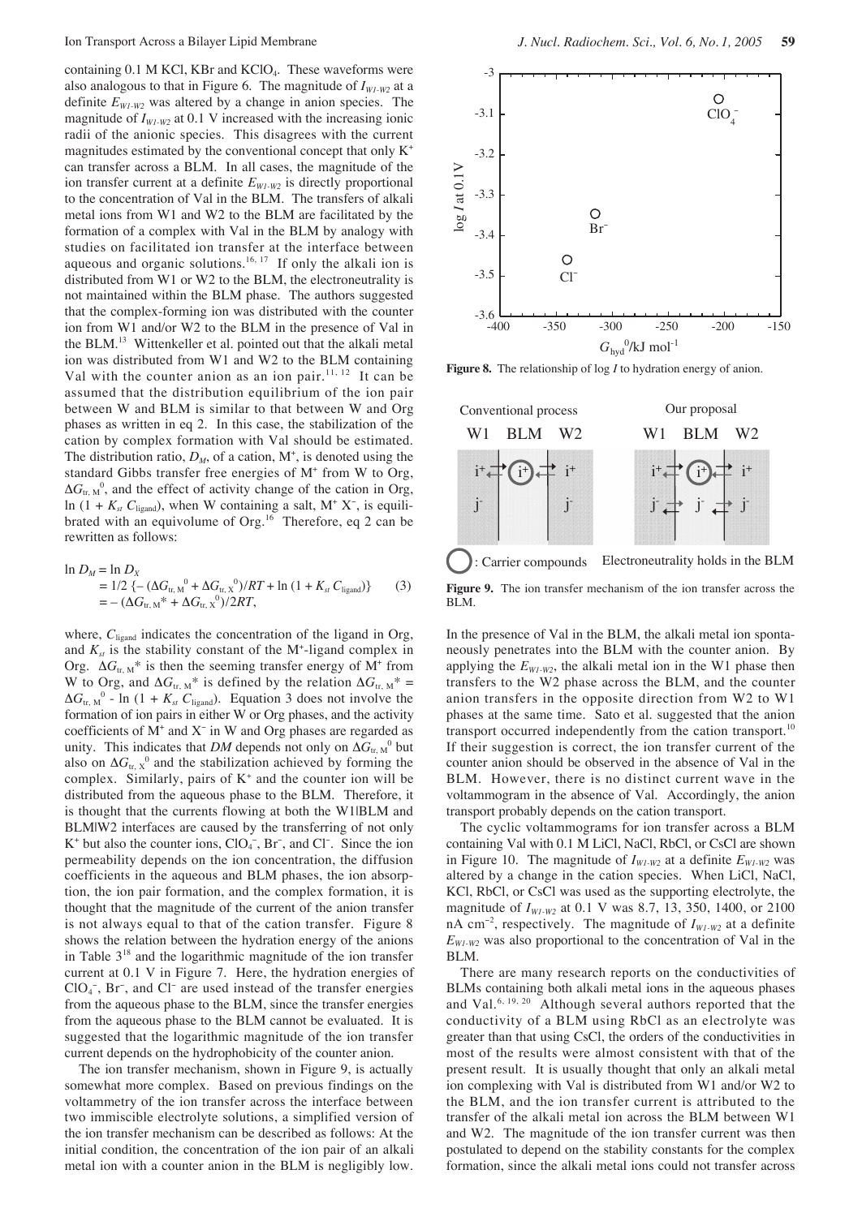containing 0.1 M KCl, KBr and $KClO_4$. These waveforms were also analogous to that in Figure 6. The magnitude of $I_{W1\text{-}W2}$ at a definite $E_{W1\text{-}W2}$ was altered by a change in anion species. The magnitude of $I_{W1\text{-}W2}$ at 0.1 V increased with the increasing ionic radii of the anionic species. This disagrees with the current magnitudes estimated by the conventional concept that only $K^+$ can transfer across a BLM. In all cases, the magnitude of the ion transfer current at a definite $E_{W1\text{-}W2}$ is directly proportional to the concentration of Val in the BLM. The transfers of alkali metal ions from W1 and W2 to the BLM are facilitated by the formation of a complex with Val in the BLM by analogy with studies on facilitated ion transfer at the interface between aqueous and organic solutions.[16, 17] If only the alkali ion is distributed from W1 or W2 to the BLM, the electroneutrality is not maintained within the BLM phase. The authors suggested that the complex-forming ion was distributed with the counter ion from W1 and/or W2 to the BLM in the presence of Val in the BLM.[13] Wittenkeller et al. pointed out that the alkali metal ion was distributed from W1 and W2 to the BLM containing Val with the counter anion as an ion pair.[11, 12] It can be assumed that the distribution equilibrium of the ion pair between W and BLM is similar to that between W and Org phases as written in eq 2. In this case, the stabilization of the cation by complex formation with Val should be estimated. The distribution ratio, $D_M$, of a cation, $M^+$, is denoted using the standard Gibbs transfer free energies of $M^+$ from W to Org, $\Delta G_{tr,M}^0$, and the effect of activity change of the cation in Org, $\ln(1 + K_{st}\,C_{ligand})$, when W containing a salt, $M^+\,X^-$, is equilibrated with an equivolume of Org.[16] Therefore, eq 2 can be rewritten as follows:

$$
\begin{aligned}
\ln D_M &= \ln D_X \\
&= 1/2\,\{-(\Delta G_{tr,M}^0 + \Delta G_{tr,X}^0)/RT + \ln(1 + K_{st}\,C_{ligand})\} \\
&= -(\Delta G_{tr,M}^* + \Delta G_{tr,X}^0)/2RT,
\end{aligned} \tag{3}
$$

where, $C_{ligand}$ indicates the concentration of the ligand in Org, and $K_{st}$ is the stability constant of the $M^+$-ligand complex in Org. $\Delta G_{tr,M}^*$ is then the seeming transfer energy of $M^+$ from W to Org, and $\Delta G_{tr,M}^*$ is defined by the relation $\Delta G_{tr,M}^* = \Delta G_{tr,M}^0 - \ln(1 + K_{st}\,C_{ligand})$. Equation 3 does not involve the formation of ion pairs in either W or Org phases, and the activity coefficients of $M^+$ and $X^-$ in W and Org phases are regarded as unity. This indicates that *DM* depends not only on $\Delta G_{tr,M}^0$ but also on $\Delta G_{tr,X}^0$ and the stabilization achieved by forming the complex. Similarly, pairs of $K^+$ and the counter ion will be distributed from the aqueous phase to the BLM. Therefore, it is thought that the currents flowing at both the W1|BLM and BLM|W2 interfaces are caused by the transferring of not only $K^+$ but also the counter ions, $ClO_4^-$, $Br^-$, and $Cl^-$. Since the ion permeability depends on the ion concentration, the diffusion coefficients in the aqueous and BLM phases, the ion absorption, the ion pair formation, and the complex formation, it is thought that the magnitude of the current of the anion transfer is not always equal to that of the cation transfer. Figure 8 shows the relation between the hydration energy of the anions in Table 3[18] and the logarithmic magnitude of the ion transfer current at 0.1 V in Figure 7. Here, the hydration energies of $ClO_4^-$, $Br^-$, and $Cl^-$ are used instead of the transfer energies from the aqueous phase to the BLM, since the transfer energies from the aqueous phase to the BLM cannot be evaluated. It is suggested that the logarithmic magnitude of the ion transfer current depends on the hydrophobicity of the counter anion.

The ion transfer mechanism, shown in Figure 9, is actually somewhat more complex. Based on previous findings on the voltammetry of the ion transfer across the interface between two immiscible electrolyte solutions, a simplified version of the ion transfer mechanism can be described as follows: At the initial condition, the concentration of the ion pair of an alkali metal ion with a counter anion in the BLM is negligibly low. In the presence of Val in the BLM, the alkali metal ion spontaneously penetrates into the BLM with the counter anion. By applying the $E_{W1\text{-}W2}$, the alkali metal ion in the W1 phase then transfers to the W2 phase across the BLM, and the counter anion transfers in the opposite direction from W2 to W1 phases at the same time. Sato et al. suggested that the anion transport occurred independently from the cation transport.[10] If their suggestion is correct, the ion transfer current of the counter anion should be observed in the absence of Val in the BLM. However, there is no distinct current wave in the voltammogram in the absence of Val. Accordingly, the anion transport probably depends on the cation transport.

**Figure 8.** The relationship of log *I* to hydration energy of anion.

**Figure 9.** The ion transfer mechanism of the ion transfer across the BLM.

The cyclic voltammograms for ion transfer across a BLM containing Val with 0.1 M LiCl, NaCl, RbCl, or CsCl are shown in Figure 10. The magnitude of $I_{W1\text{-}W2}$ at a definite $E_{W1\text{-}W2}$ was altered by a change in the cation species. When LiCl, NaCl, KCl, RbCl, or CsCl was used as the supporting electrolyte, the magnitude of $I_{W1\text{-}W2}$ at 0.1 V was 8.7, 13, 350, 1400, or 2100 nA $cm^{-2}$, respectively. The magnitude of $I_{W1\text{-}W2}$ at a definite $E_{W1\text{-}W2}$ was also proportional to the concentration of Val in the BLM.

There are many research reports on the conductivities of BLMs containing both alkali metal ions in the aqueous phases and Val.[6, 19, 20] Although several authors reported that the conductivity of a BLM using RbCl as an electrolyte was greater than that using CsCl, the orders of the conductivities in most of the results were almost consistent with that of the present result. It is usually thought that only an alkali metal ion complexing with Val is distributed from W1 and/or W2 to the BLM, and the ion transfer current is attributed to the transfer of the alkali metal ion across the BLM between W1 and W2. The magnitude of the ion transfer current was then postulated to depend on the stability constants for the complex formation, since the alkali metal ions could not transfer across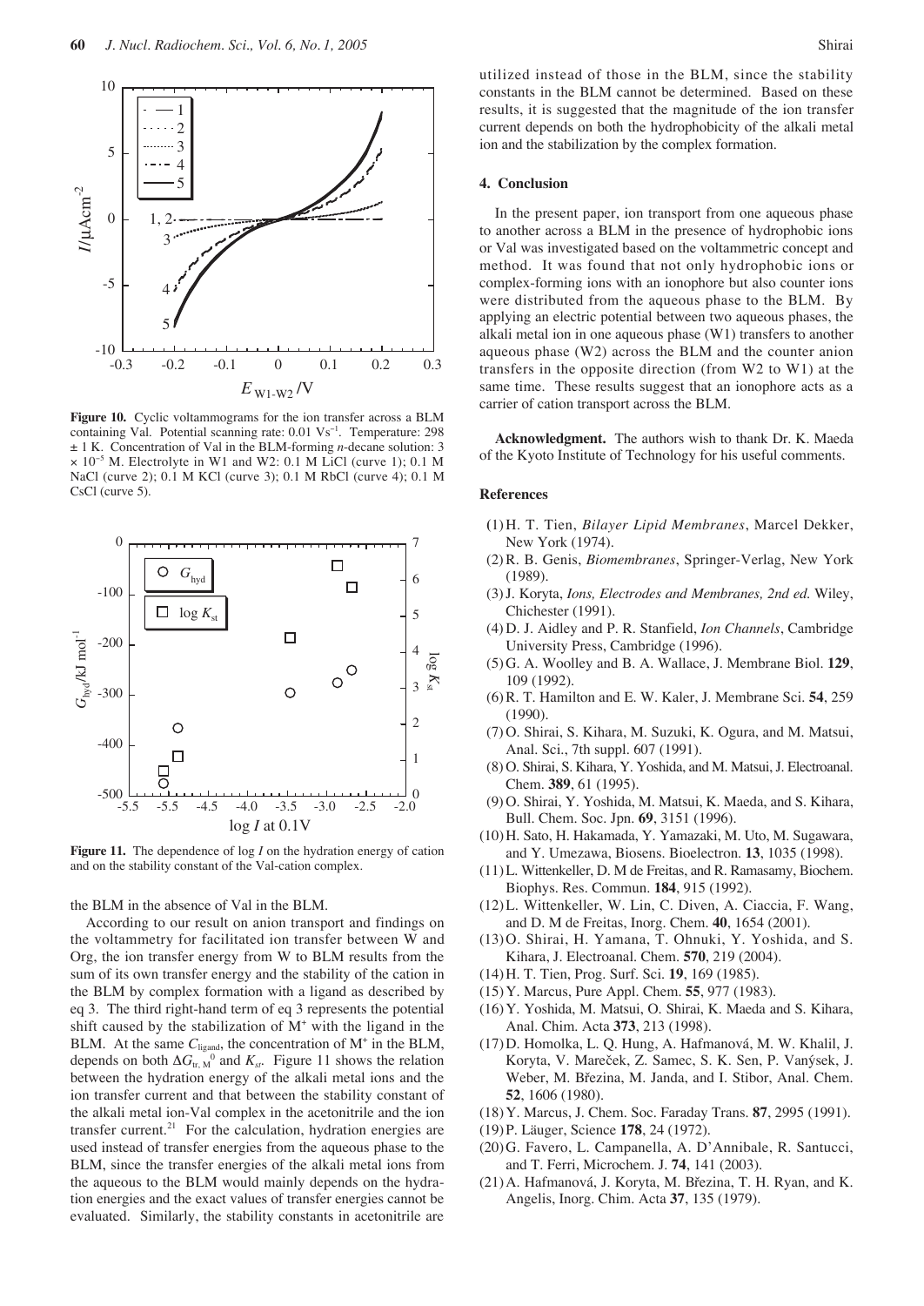10

5

0

-5

-10

$I/\mu$Acm$^{-2}$

-0.3 -0.2 -0.1 0 0.1 0.2 0.3

$E_{W1-W2}$ /V

1
2
3
4
5

1, 2
3
4
5

**Figure 10.** Cyclic voltammograms for the ion transfer across a BLM containing Val. Potential scanning rate: 0.01 Vs$^{-1}$. Temperature: 298 ± 1 K. Concentration of Val in the BLM-forming *n*-decane solution: 3 × 10$^{-5}$ M. Electrolyte in W1 and W2: 0.1 M LiCl (curve 1); 0.1 M NaCl (curve 2); 0.1 M KCl (curve 3); 0.1 M RbCl (curve 4); 0.1 M CsCl (curve 5).

0

-100

-200

-300

-400

-500

$G_{hyd}$/kJ mol$^{-1}$

7
6
5
4
3
2
1
0

log $K_{st}$

-5.5 -5.0 -4.5 -4.0 -3.5 -3.0 -2.5 -2.0

log $I$ at 0.1V

○ $G_{hyd}$

□ log $K_{st}$

**Figure 11.** The dependence of log $I$ on the hydration energy of cation and on the stability constant of the Val-cation complex.

the BLM in the absence of Val in the BLM.

According to our result on anion transport and findings on the voltammetry for facilitated ion transfer between W and Org, the ion transfer energy from W to BLM results from the sum of its own transfer energy and the stability of the cation in the BLM by complex formation with a ligand as described by eq 3. The third right-hand term of eq 3 represents the potential shift caused by the stabilization of $M^+$ with the ligand in the BLM. At the same $C_{ligand}$, the concentration of $M^+$ in the BLM, depends on both $\Delta G^0_{tr,M}$ and $K_{st}$. Figure 11 shows the relation between the hydration energy of the alkali metal ions and the ion transfer current and that between the stability constant of the alkali metal ion-Val complex in the acetonitrile and the ion transfer current.[21] For the calculation, hydration energies are used instead of transfer energies from the aqueous phase to the BLM, since the transfer energies of the alkali metal ions from the aqueous to the BLM would mainly depends on the hydration energies and the exact values of transfer energies cannot be evaluated. Similarly, the stability constants in acetonitrile are utilized instead of those in the BLM, since the stability constants in the BLM cannot be determined. Based on these results, it is suggested that the magnitude of the ion transfer current depends on both the hydrophobicity of the alkali metal ion and the stabilization by the complex formation.

## 4. Conclusion

In the present paper, ion transport from one aqueous phase to another across a BLM in the presence of hydrophobic ions or Val was investigated based on the voltammetric concept and method. It was found that not only hydrophobic ions or complex-forming ions with an ionophore but also counter ions were distributed from the aqueous phase to the BLM. By applying an electric potential between two aqueous phases, the alkali metal ion in one aqueous phase (W1) transfers to another aqueous phase (W2) across the BLM and the counter anion transfers in the opposite direction (from W2 to W1) at the same time. These results suggest that an ionophore acts as a carrier of cation transport across the BLM.

**Acknowledgment.** The authors wish to thank Dr. K. Maeda of the Kyoto Institute of Technology for his useful comments.

## References

(1) H. T. Tien, *Bilayer Lipid Membranes*, Marcel Dekker, New York (1974).
(2) R. B. Genis, *Biomembranes*, Springer-Verlag, New York (1989).
(3) J. Koryta, *Ions, Electrodes and Membranes, 2nd ed.* Wiley, Chichester (1991).
(4) D. J. Aidley and P. R. Stanfield, *Ion Channels*, Cambridge University Press, Cambridge (1996).
(5) G. A. Woolley and B. A. Wallace, J. Membrane Biol. **129**, 109 (1992).
(6) R. T. Hamilton and E. W. Kaler, J. Membrane Sci. **54**, 259 (1990).
(7) O. Shirai, S. Kihara, M. Suzuki, K. Ogura, and M. Matsui, Anal. Sci., 7th suppl. 607 (1991).
(8) O. Shirai, S. Kihara, Y. Yoshida, and M. Matsui, J. Electroanal. Chem. **389**, 61 (1995).
(9) O. Shirai, Y. Yoshida, M. Matsui, K. Maeda, and S. Kihara, Bull. Chem. Soc. Jpn. **69**, 3151 (1996).
(10) H. Sato, H. Hakamada, Y. Yamazaki, M. Uto, M. Sugawara, and Y. Umezawa, Biosens. Bioelectron. **13**, 1035 (1998).
(11) L. Wittenkeller, D. M de Freitas, and R. Ramasamy, Biochem. Biophys. Res. Commun. **184**, 915 (1992).
(12) L. Wittenkeller, W. Lin, C. Diven, A. Ciaccia, F. Wang, and D. M de Freitas, Inorg. Chem. **40**, 1654 (2001).
(13) O. Shirai, H. Yamana, T. Ohnuki, Y. Yoshida, and S. Kihara, J. Electroanal. Chem. **570**, 219 (2004).
(14) H. T. Tien, Prog. Surf. Sci. **19**, 169 (1985).
(15) Y. Marcus, Pure Appl. Chem. **55**, 977 (1983).
(16) Y. Yoshida, M. Matsui, O. Shirai, K. Maeda and S. Kihara, Anal. Chim. Acta **373**, 213 (1998).
(17) D. Homolka, L. Q. Hung, A. Hafmanová, M. W. Khalil, J. Koryta, V. Mareček, Z. Samec, S. K. Sen, P. Vanýsek, J. Weber, M. Březina, M. Janda, and I. Stibor, Anal. Chem. **52**, 1606 (1980).
(18) Y. Marcus, J. Chem. Soc. Faraday Trans. **87**, 2995 (1991).
(19) P. Läuger, Science **178**, 24 (1972).
(20) G. Favero, L. Campanella, A. D'Annibale, R. Santucci, and T. Ferri, Microchem. J. **74**, 141 (2003).
(21) A. Hafmanová, J. Koryta, M. Březina, T. H. Ryan, and K. Angelis, Inorg. Chim. Acta **37**, 135 (1979).